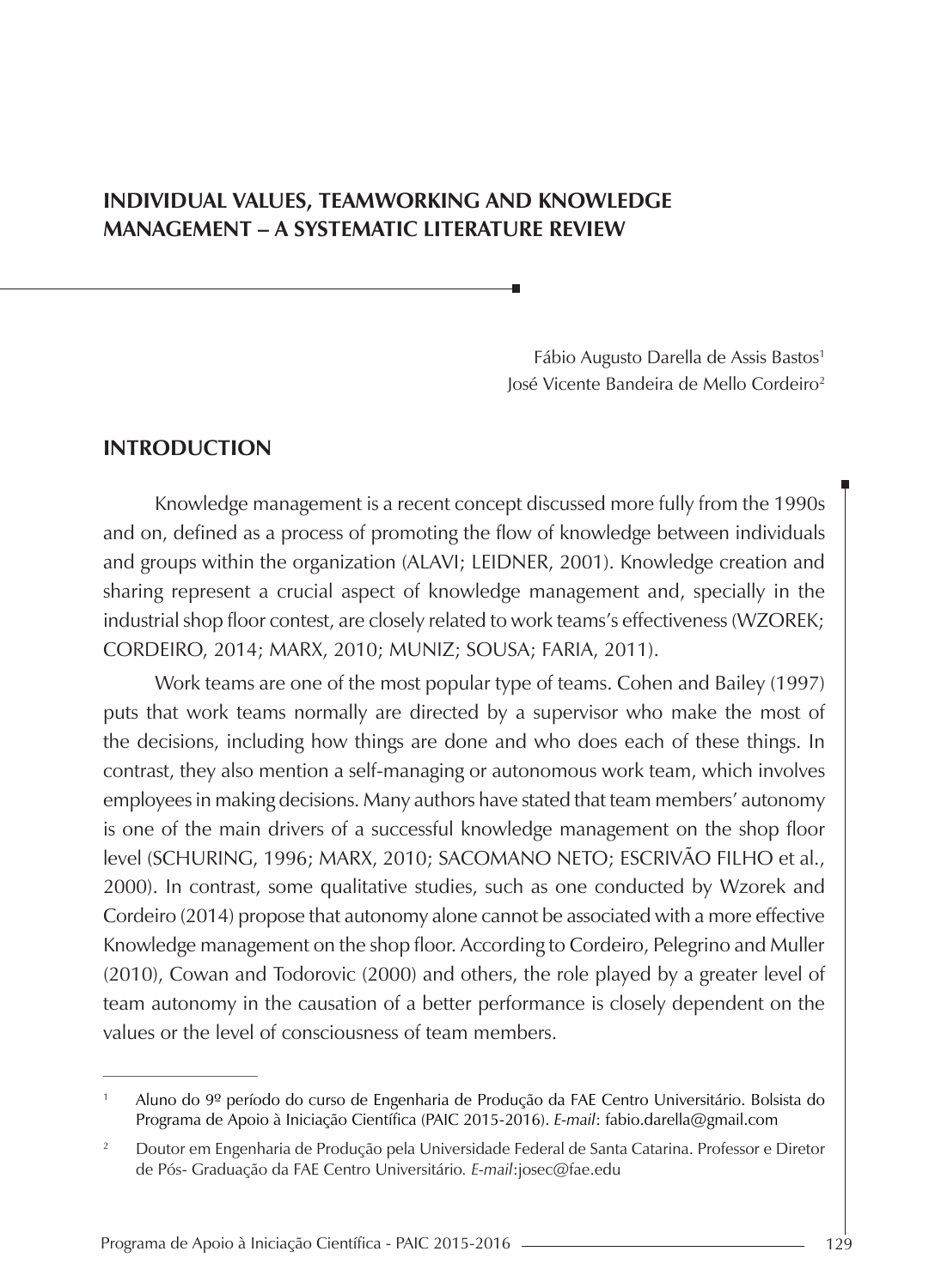# INDIVIDUAL VALUES, TEAMWORKING AND KNOWLEDGE MANAGEMENT – A SYSTEMATIC LITERATURE REVIEW

Fábio Augusto Darella de Assis Bastos[1]
José Vicente Bandeira de Mello Cordeiro[2]

## INTRODUCTION

Knowledge management is a recent concept discussed more fully from the 1990s and on, defined as a process of promoting the flow of knowledge between individuals and groups within the organization (ALAVI; LEIDNER, 2001). Knowledge creation and sharing represent a crucial aspect of knowledge management and, specially in the industrial shop floor contest, are closely related to work teams's effectiveness (WZOREK; CORDEIRO, 2014; MARX, 2010; MUNIZ; SOUSA; FARIA, 2011).

Work teams are one of the most popular type of teams. Cohen and Bailey (1997) puts that work teams normally are directed by a supervisor who make the most of the decisions, including how things are done and who does each of these things. In contrast, they also mention a self-managing or autonomous work team, which involves employees in making decisions. Many authors have stated that team members' autonomy is one of the main drivers of a successful knowledge management on the shop floor level (SCHURING, 1996; MARX, 2010; SACOMANO NETO; ESCRIVÃO FILHO et al., 2000). In contrast, some qualitative studies, such as one conducted by Wzorek and Cordeiro (2014) propose that autonomy alone cannot be associated with a more effective Knowledge management on the shop floor. According to Cordeiro, Pelegrino and Muller (2010), Cowan and Todorovic (2000) and others, the role played by a greater level of team autonomy in the causation of a better performance is closely dependent on the values or the level of consciousness of team members.

---

[1] Aluno do 9º período do curso de Engenharia de Produção da FAE Centro Universitário. Bolsista do Programa de Apoio à Iniciação Científica (PAIC 2015-2016). *E-mail*: fabio.darella@gmail.com

[2] Doutor em Engenharia de Produção pela Universidade Federal de Santa Catarina. Professor e Diretor de Pós- Graduação da FAE Centro Universitário. *E-mail*:josec@fae.edu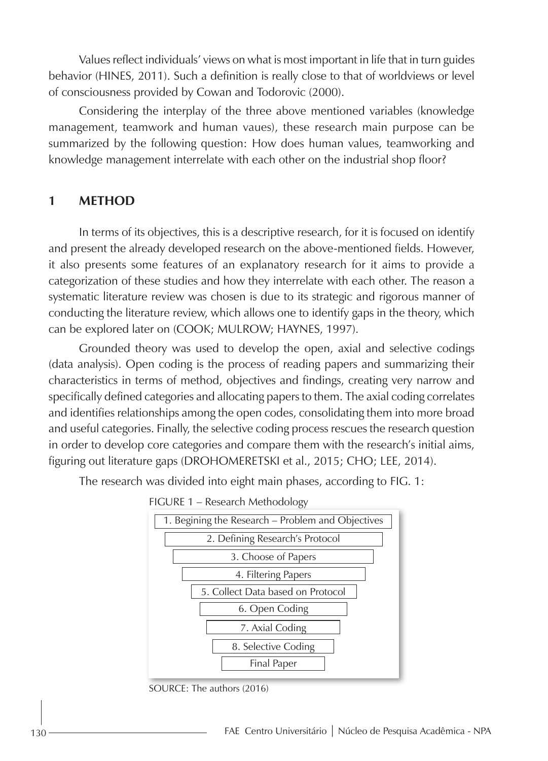Values reflect individuals' views on what is most important in life that in turn guides behavior (HINES, 2011). Such a definition is really close to that of worldviews or level of consciousness provided by Cowan and Todorovic (2000).

Considering the interplay of the three above mentioned variables (knowledge management, teamwork and human vaues), these research main purpose can be summarized by the following question: How does human values, teamworking and knowledge management interrelate with each other on the industrial shop floor?

## 1 METHOD

In terms of its objectives, this is a descriptive research, for it is focused on identify and present the already developed research on the above-mentioned fields. However, it also presents some features of an explanatory research for it aims to provide a categorization of these studies and how they interrelate with each other. The reason a systematic literature review was chosen is due to its strategic and rigorous manner of conducting the literature review, which allows one to identify gaps in the theory, which can be explored later on (COOK; MULROW; HAYNES, 1997).

Grounded theory was used to develop the open, axial and selective codings (data analysis). Open coding is the process of reading papers and summarizing their characteristics in terms of method, objectives and findings, creating very narrow and specifically defined categories and allocating papers to them. The axial coding correlates and identifies relationships among the open codes, consolidating them into more broad and useful categories. Finally, the selective coding process rescues the research question in order to develop core categories and compare them with the research's initial aims, figuring out literature gaps (DROHOMERETSKI et al., 2015; CHO; LEE, 2014).

The research was divided into eight main phases, according to FIG. 1:

FIGURE 1 – Research Methodology

1. Begining the Research – Problem and Objectives
2. Defining Research's Protocol
3. Choose of Papers
4. Filtering Papers
5. Collect Data based on Protocol
6. Open Coding
7. Axial Coding
8. Selective Coding

Final Paper

SOURCE: The authors (2016)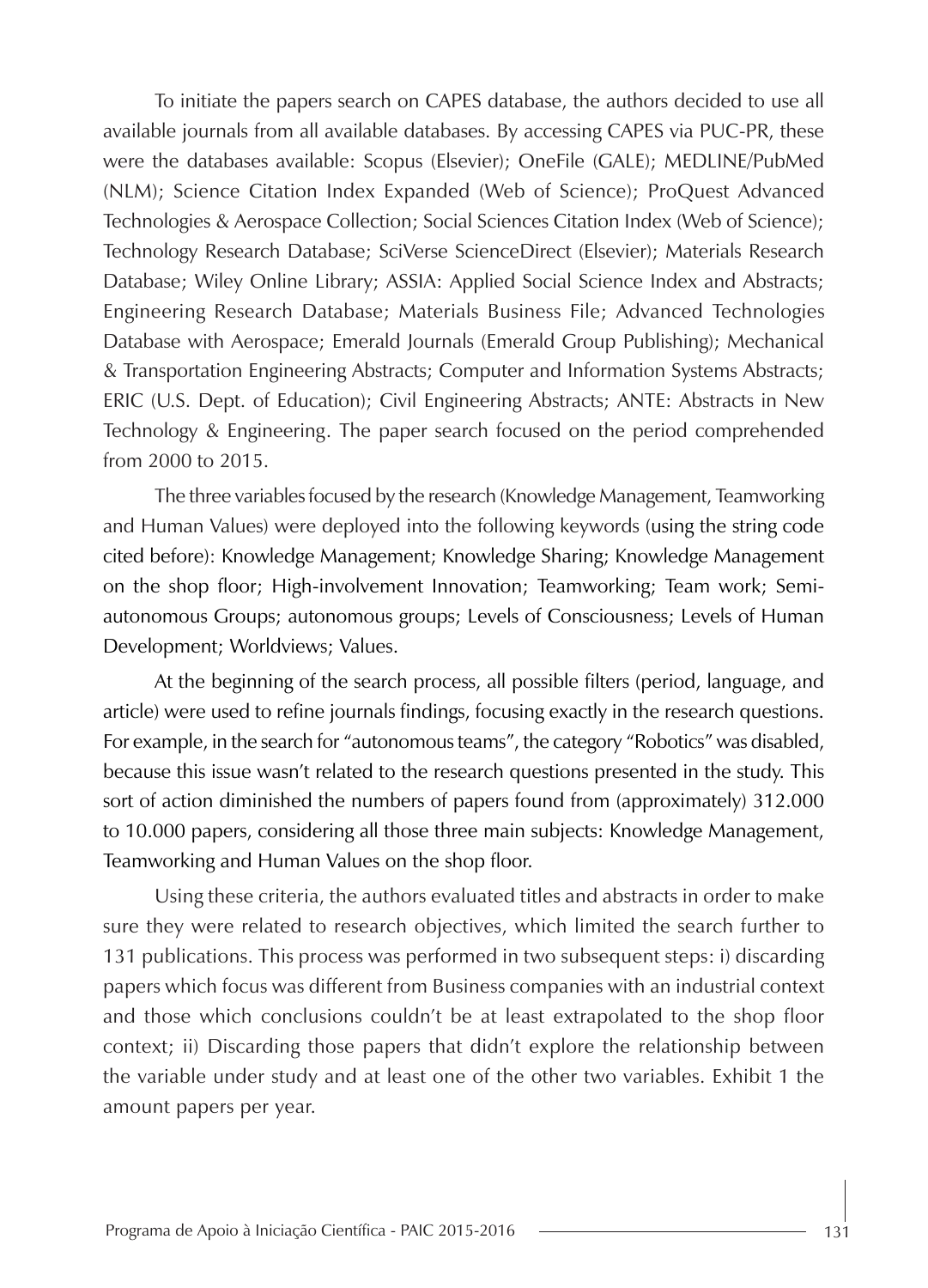To initiate the papers search on CAPES database, the authors decided to use all available journals from all available databases. By accessing CAPES via PUC-PR, these were the databases available: Scopus (Elsevier); OneFile (GALE); MEDLINE/PubMed (NLM); Science Citation Index Expanded (Web of Science); ProQuest Advanced Technologies & Aerospace Collection; Social Sciences Citation Index (Web of Science); Technology Research Database; SciVerse ScienceDirect (Elsevier); Materials Research Database; Wiley Online Library; ASSIA: Applied Social Science Index and Abstracts; Engineering Research Database; Materials Business File; Advanced Technologies Database with Aerospace; Emerald Journals (Emerald Group Publishing); Mechanical & Transportation Engineering Abstracts; Computer and Information Systems Abstracts; ERIC (U.S. Dept. of Education); Civil Engineering Abstracts; ANTE: Abstracts in New Technology & Engineering. The paper search focused on the period comprehended from 2000 to 2015.

The three variables focused by the research (Knowledge Management, Teamworking and Human Values) were deployed into the following keywords (using the string code cited before): Knowledge Management; Knowledge Sharing; Knowledge Management on the shop floor; High-involvement Innovation; Teamworking; Team work; Semi-autonomous Groups; autonomous groups; Levels of Consciousness; Levels of Human Development; Worldviews; Values.

At the beginning of the search process, all possible filters (period, language, and article) were used to refine journals findings, focusing exactly in the research questions. For example, in the search for "autonomous teams", the category "Robotics" was disabled, because this issue wasn't related to the research questions presented in the study. This sort of action diminished the numbers of papers found from (approximately) 312.000 to 10.000 papers, considering all those three main subjects: Knowledge Management, Teamworking and Human Values on the shop floor.

Using these criteria, the authors evaluated titles and abstracts in order to make sure they were related to research objectives, which limited the search further to 131 publications. This process was performed in two subsequent steps: i) discarding papers which focus was different from Business companies with an industrial context and those which conclusions couldn't be at least extrapolated to the shop floor context; ii) Discarding those papers that didn't explore the relationship between the variable under study and at least one of the other two variables. Exhibit 1 the amount papers per year.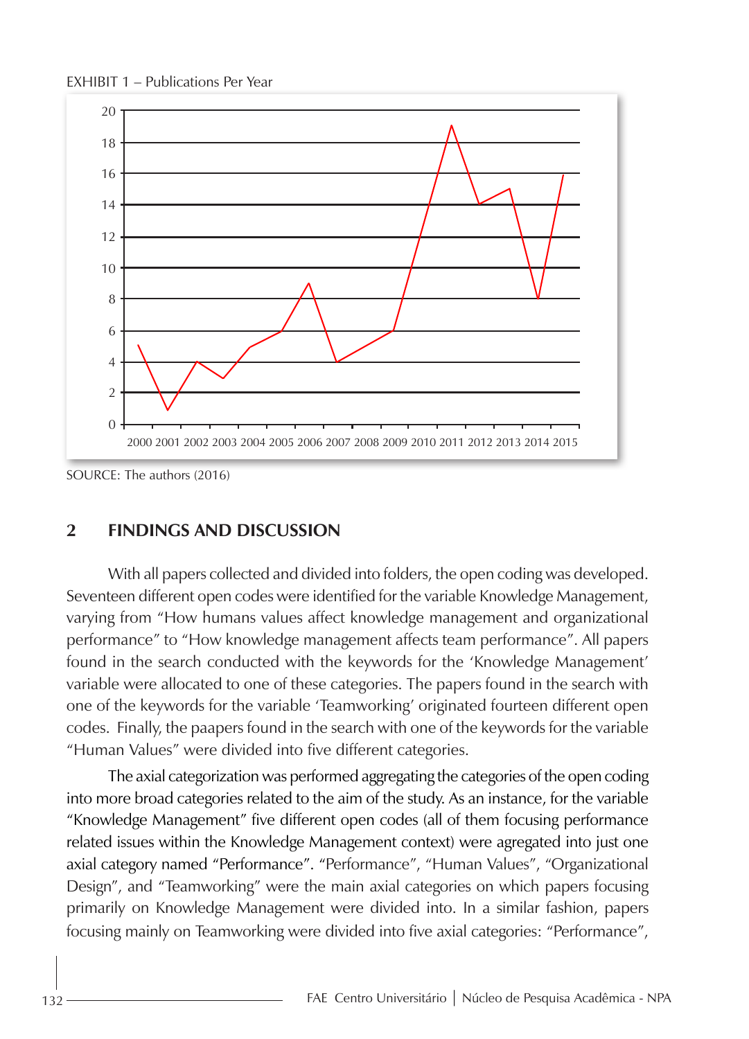EXHIBIT 1 – Publications Per Year

SOURCE: The authors (2016)

## 2 FINDINGS AND DISCUSSION

With all papers collected and divided into folders, the open coding was developed. Seventeen different open codes were identified for the variable Knowledge Management, varying from "How humans values affect knowledge management and organizational performance" to "How knowledge management affects team performance". All papers found in the search conducted with the keywords for the 'Knowledge Management' variable were allocated to one of these categories. The papers found in the search with one of the keywords for the variable 'Teamworking' originated fourteen different open codes. Finally, the paapers found in the search with one of the keywords for the variable "Human Values" were divided into five different categories.

The axial categorization was performed aggregating the categories of the open coding into more broad categories related to the aim of the study. As an instance, for the variable "Knowledge Management" five different open codes (all of them focusing performance related issues within the Knowledge Management context) were agregated into just one axial category named "Performance". "Performance", "Human Values", "Organizational Design", and "Teamworking" were the main axial categories on which papers focusing primarily on Knowledge Management were divided into. In a similar fashion, papers focusing mainly on Teamworking were divided into five axial categories: "Performance",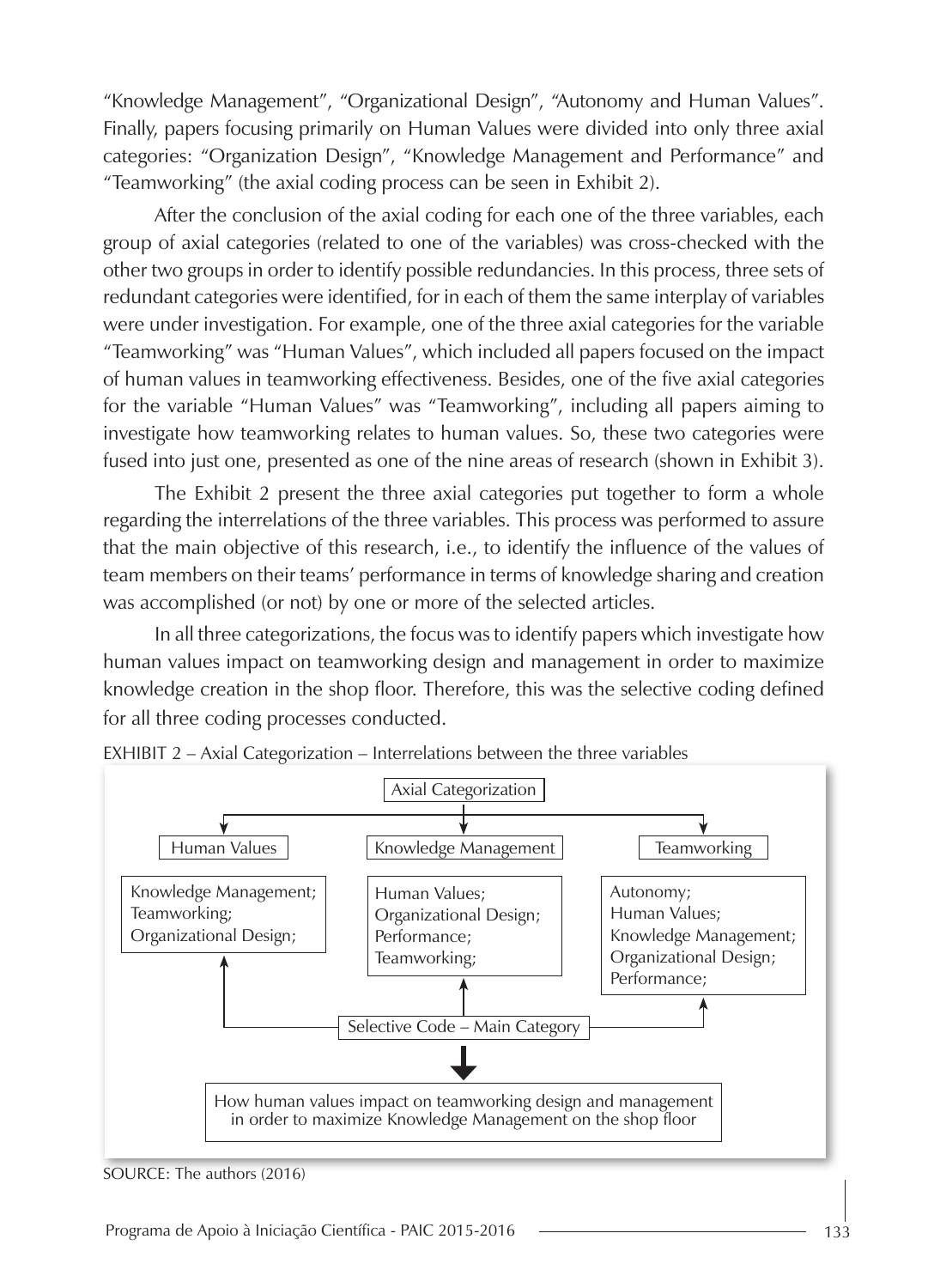“Knowledge Management”, “Organizational Design”, “Autonomy and Human Values”. Finally, papers focusing primarily on Human Values were divided into only three axial categories: “Organization Design”, “Knowledge Management and Performance” and “Teamworking” (the axial coding process can be seen in Exhibit 2).

After the conclusion of the axial coding for each one of the three variables, each group of axial categories (related to one of the variables) was cross-checked with the other two groups in order to identify possible redundancies. In this process, three sets of redundant categories were identified, for in each of them the same interplay of variables were under investigation. For example, one of the three axial categories for the variable “Teamworking” was “Human Values”, which included all papers focused on the impact of human values in teamworking effectiveness. Besides, one of the five axial categories for the variable “Human Values” was “Teamworking”, including all papers aiming to investigate how teamworking relates to human values. So, these two categories were fused into just one, presented as one of the nine areas of research (shown in Exhibit 3).

The Exhibit 2 present the three axial categories put together to form a whole regarding the interrelations of the three variables. This process was performed to assure that the main objective of this research, i.e., to identify the influence of the values of team members on their teams’ performance in terms of knowledge sharing and creation was accomplished (or not) by one or more of the selected articles.

In all three categorizations, the focus was to identify papers which investigate how human values impact on teamworking design and management in order to maximize knowledge creation in the shop floor. Therefore, this was the selective coding defined for all three coding processes conducted.

EXHIBIT 2 – Axial Categorization – Interrelations between the three variables

Axial Categorization

| Human Values | Knowledge Management | Teamworking |
|---|---|---|
| Knowledge Management; Teamworking; Organizational Design; | Human Values; Organizational Design; Performance; Teamworking; | Autonomy; Human Values; Knowledge Management; Organizational Design; Performance; |

Selective Code – Main Category

How human values impact on teamworking design and management in order to maximize Knowledge Management on the shop floor

SOURCE: The authors (2016)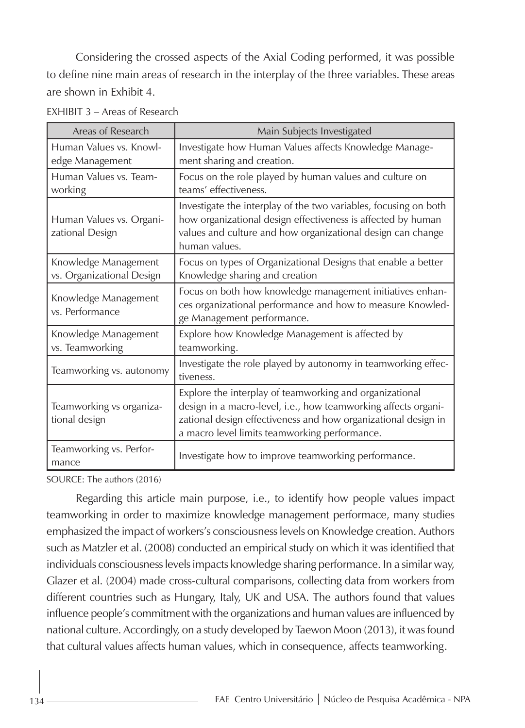Considering the crossed aspects of the Axial Coding performed, it was possible to define nine main areas of research in the interplay of the three variables. These areas are shown in Exhibit 4.

EXHIBIT 3 – Areas of Research

| Areas of Research | Main Subjects Investigated |
|---|---|
| Human Values vs. Knowledge Management | Investigate how Human Values affects Knowledge Management sharing and creation. |
| Human Values vs. Teamworking | Focus on the role played by human values and culture on teams' effectiveness. |
| Human Values vs. Organizational Design | Investigate the interplay of the two variables, focusing on both how organizational design effectiveness is affected by human values and culture and how organizational design can change human values. |
| Knowledge Management vs. Organizational Design | Focus on types of Organizational Designs that enable a better Knowledge sharing and creation |
| Knowledge Management vs. Performance | Focus on both how knowledge management initiatives enhances organizational performance and how to measure Knowledge Management performance. |
| Knowledge Management vs. Teamworking | Explore how Knowledge Management is affected by teamworking. |
| Teamworking vs. autonomy | Investigate the role played by autonomy in teamworking effectiveness. |
| Teamworking vs organizational design | Explore the interplay of teamworking and organizational design in a macro-level, i.e., how teamworking affects organizational design effectiveness and how organizational design in a macro level limits teamworking performance. |
| Teamworking vs. Performance | Investigate how to improve teamworking performance. |

SOURCE: The authors (2016)

Regarding this article main purpose, i.e., to identify how people values impact teamworking in order to maximize knowledge management performace, many studies emphasized the impact of workers's consciousness levels on Knowledge creation. Authors such as Matzler et al. (2008) conducted an empirical study on which it was identified that individuals consciousness levels impacts knowledge sharing performance. In a similar way, Glazer et al. (2004) made cross-cultural comparisons, collecting data from workers from different countries such as Hungary, Italy, UK and USA. The authors found that values influence people's commitment with the organizations and human values are influenced by national culture. Accordingly, on a study developed by Taewon Moon (2013), it was found that cultural values affects human values, which in consequence, affects teamworking.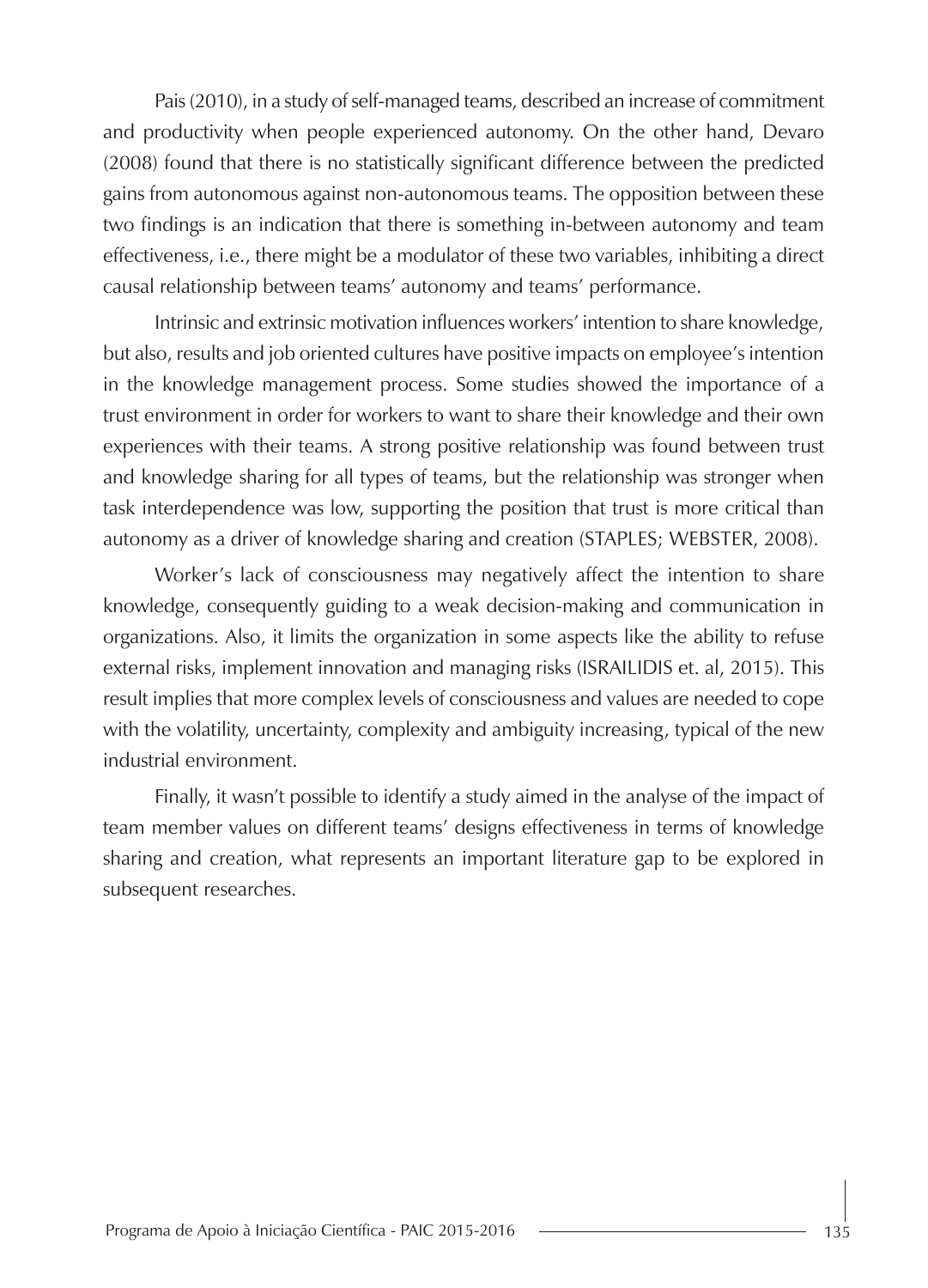Pais (2010), in a study of self-managed teams, described an increase of commitment and productivity when people experienced autonomy. On the other hand, Devaro (2008) found that there is no statistically significant difference between the predicted gains from autonomous against non-autonomous teams. The opposition between these two findings is an indication that there is something in-between autonomy and team effectiveness, i.e., there might be a modulator of these two variables, inhibiting a direct causal relationship between teams' autonomy and teams' performance.

Intrinsic and extrinsic motivation influences workers' intention to share knowledge, but also, results and job oriented cultures have positive impacts on employee's intention in the knowledge management process. Some studies showed the importance of a trust environment in order for workers to want to share their knowledge and their own experiences with their teams. A strong positive relationship was found between trust and knowledge sharing for all types of teams, but the relationship was stronger when task interdependence was low, supporting the position that trust is more critical than autonomy as a driver of knowledge sharing and creation (STAPLES; WEBSTER, 2008).

Worker's lack of consciousness may negatively affect the intention to share knowledge, consequently guiding to a weak decision-making and communication in organizations. Also, it limits the organization in some aspects like the ability to refuse external risks, implement innovation and managing risks (ISRAILIDIS et. al, 2015). This result implies that more complex levels of consciousness and values are needed to cope with the volatility, uncertainty, complexity and ambiguity increasing, typical of the new industrial environment.

Finally, it wasn't possible to identify a study aimed in the analyse of the impact of team member values on different teams' designs effectiveness in terms of knowledge sharing and creation, what represents an important literature gap to be explored in subsequent researches.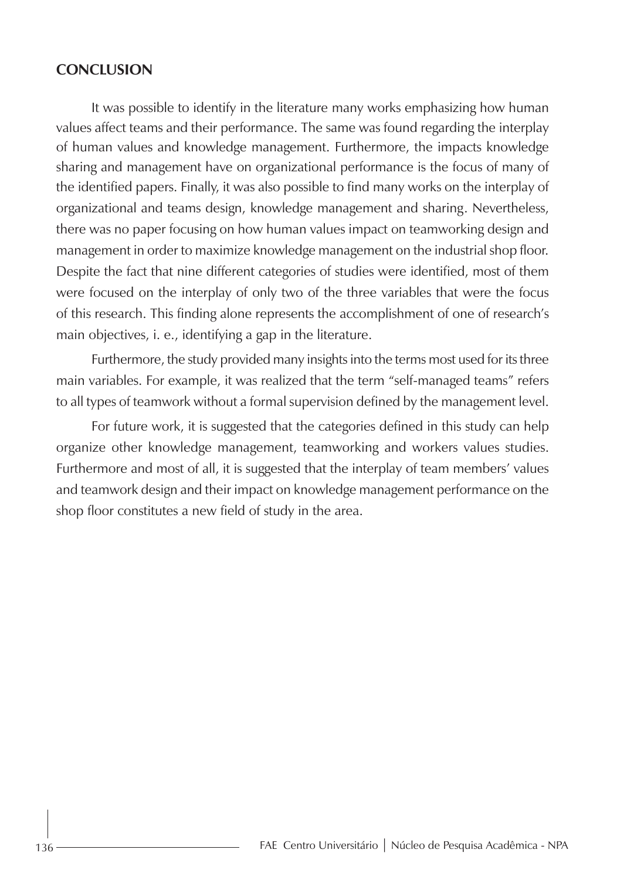## CONCLUSION

It was possible to identify in the literature many works emphasizing how human values affect teams and their performance. The same was found regarding the interplay of human values and knowledge management. Furthermore, the impacts knowledge sharing and management have on organizational performance is the focus of many of the identified papers. Finally, it was also possible to find many works on the interplay of organizational and teams design, knowledge management and sharing. Nevertheless, there was no paper focusing on how human values impact on teamworking design and management in order to maximize knowledge management on the industrial shop floor. Despite the fact that nine different categories of studies were identified, most of them were focused on the interplay of only two of the three variables that were the focus of this research. This finding alone represents the accomplishment of one of research's main objectives, i. e., identifying a gap in the literature.

Furthermore, the study provided many insights into the terms most used for its three main variables. For example, it was realized that the term "self-managed teams" refers to all types of teamwork without a formal supervision defined by the management level.

For future work, it is suggested that the categories defined in this study can help organize other knowledge management, teamworking and workers values studies. Furthermore and most of all, it is suggested that the interplay of team members' values and teamwork design and their impact on knowledge management performance on the shop floor constitutes a new field of study in the area.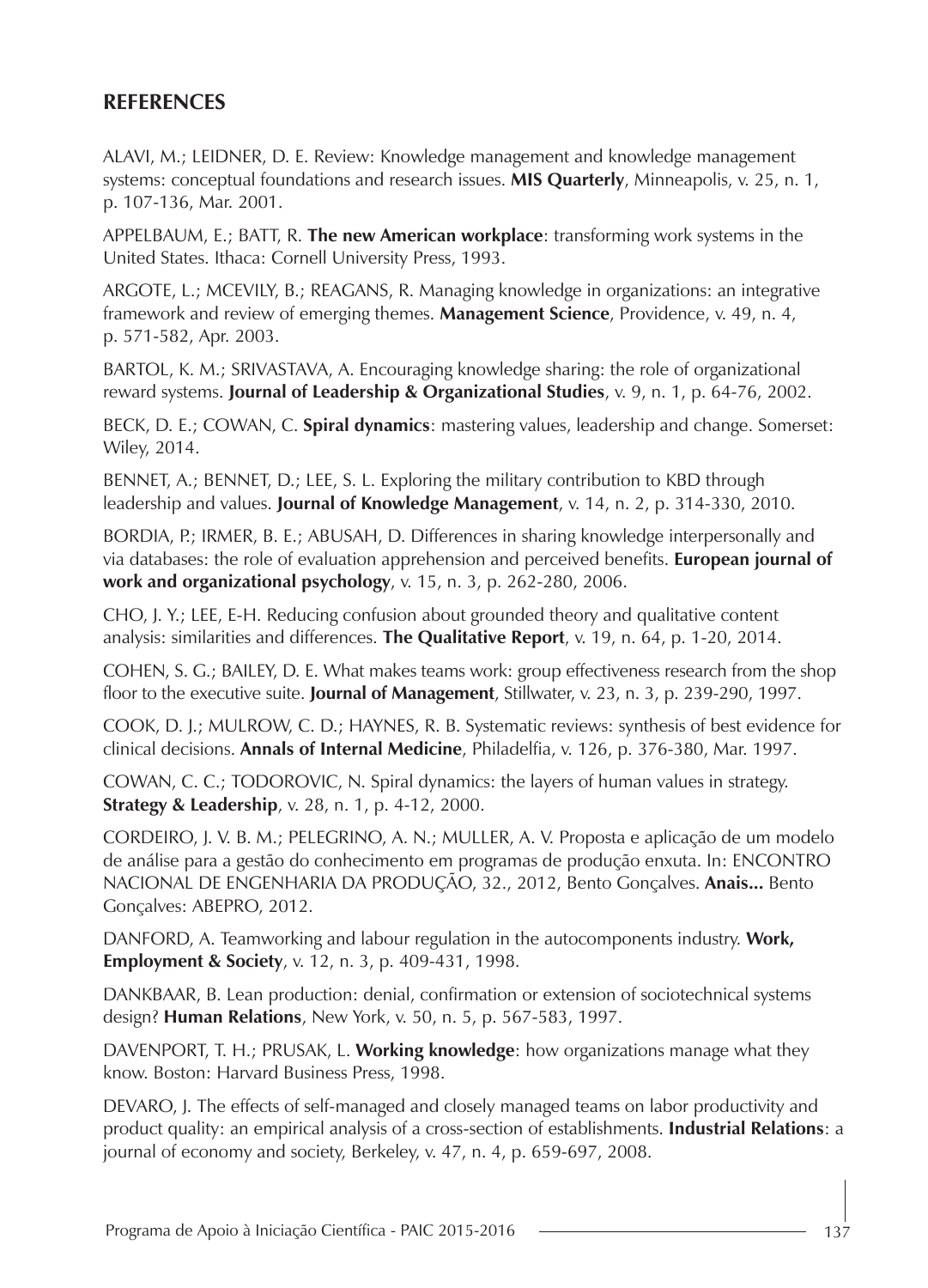## REFERENCES

ALAVI, M.; LEIDNER, D. E. Review: Knowledge management and knowledge management systems: conceptual foundations and research issues. **MIS Quarterly**, Minneapolis, v. 25, n. 1, p. 107-136, Mar. 2001.

APPELBAUM, E.; BATT, R. **The new American workplace**: transforming work systems in the United States. Ithaca: Cornell University Press, 1993.

ARGOTE, L.; MCEVILY, B.; REAGANS, R. Managing knowledge in organizations: an integrative framework and review of emerging themes. **Management Science**, Providence, v. 49, n. 4, p. 571-582, Apr. 2003.

BARTOL, K. M.; SRIVASTAVA, A. Encouraging knowledge sharing: the role of organizational reward systems. **Journal of Leadership & Organizational Studies**, v. 9, n. 1, p. 64-76, 2002.

BECK, D. E.; COWAN, C. **Spiral dynamics**: mastering values, leadership and change. Somerset: Wiley, 2014.

BENNET, A.; BENNET, D.; LEE, S. L. Exploring the military contribution to KBD through leadership and values. **Journal of Knowledge Management**, v. 14, n. 2, p. 314-330, 2010.

BORDIA, P.; IRMER, B. E.; ABUSAH, D. Differences in sharing knowledge interpersonally and via databases: the role of evaluation apprehension and perceived benefits. **European journal of work and organizational psychology**, v. 15, n. 3, p. 262-280, 2006.

CHO, J. Y.; LEE, E-H. Reducing confusion about grounded theory and qualitative content analysis: similarities and differences. **The Qualitative Report**, v. 19, n. 64, p. 1-20, 2014.

COHEN, S. G.; BAILEY, D. E. What makes teams work: group effectiveness research from the shop floor to the executive suite. **Journal of Management**, Stillwater, v. 23, n. 3, p. 239-290, 1997.

COOK, D. J.; MULROW, C. D.; HAYNES, R. B. Systematic reviews: synthesis of best evidence for clinical decisions. **Annals of Internal Medicine**, Philadelfia, v. 126, p. 376-380, Mar. 1997.

COWAN, C. C.; TODOROVIC, N. Spiral dynamics: the layers of human values in strategy. **Strategy & Leadership**, v. 28, n. 1, p. 4-12, 2000.

CORDEIRO, J. V. B. M.; PELEGRINO, A. N.; MULLER, A. V. Proposta e aplicação de um modelo de análise para a gestão do conhecimento em programas de produção enxuta. In: ENCONTRO NACIONAL DE ENGENHARIA DA PRODUÇÃO, 32., 2012, Bento Gonçalves. **Anais...** Bento Gonçalves: ABEPRO, 2012.

DANFORD, A. Teamworking and labour regulation in the autocomponents industry. **Work, Employment & Society**, v. 12, n. 3, p. 409-431, 1998.

DANKBAAR, B. Lean production: denial, confirmation or extension of sociotechnical systems design? **Human Relations**, New York, v. 50, n. 5, p. 567-583, 1997.

DAVENPORT, T. H.; PRUSAK, L. **Working knowledge**: how organizations manage what they know. Boston: Harvard Business Press, 1998.

DEVARO, J. The effects of self-managed and closely managed teams on labor productivity and product quality: an empirical analysis of a cross-section of establishments. **Industrial Relations**: a journal of economy and society, Berkeley, v. 47, n. 4, p. 659-697, 2008.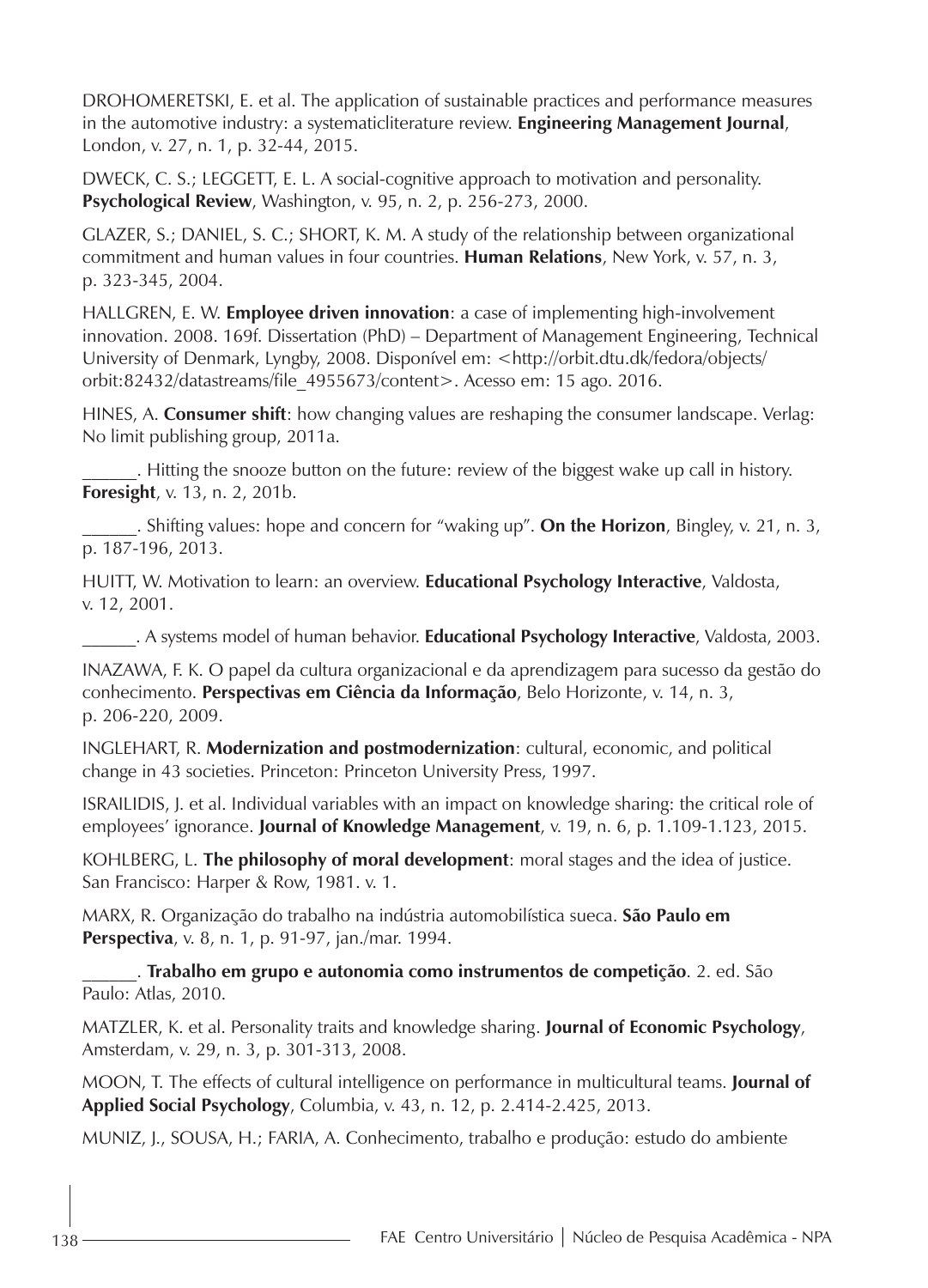DROHOMERETSKI, E. et al. The application of sustainable practices and performance measures in the automotive industry: a systematicliterature review. **Engineering Management Journal**, London, v. 27, n. 1, p. 32-44, 2015.

DWECK, C. S.; LEGGETT, E. L. A social-cognitive approach to motivation and personality. **Psychological Review**, Washington, v. 95, n. 2, p. 256-273, 2000.

GLAZER, S.; DANIEL, S. C.; SHORT, K. M. A study of the relationship between organizational commitment and human values in four countries. **Human Relations**, New York, v. 57, n. 3, p. 323-345, 2004.

HALLGREN, E. W. **Employee driven innovation**: a case of implementing high-involvement innovation. 2008. 169f. Dissertation (PhD) – Department of Management Engineering, Technical University of Denmark, Lyngby, 2008. Disponível em: <http://orbit.dtu.dk/fedora/objects/orbit:82432/datastreams/file_4955673/content>. Acesso em: 15 ago. 2016.

HINES, A. **Consumer shift**: how changing values are reshaping the consumer landscape. Verlag: No limit publishing group, 2011a.

\_\_\_\_\_\_. Hitting the snooze button on the future: review of the biggest wake up call in history. **Foresight**, v. 13, n. 2, 201b.

\_\_\_\_\_\_. Shifting values: hope and concern for “waking up”. **On the Horizon**, Bingley, v. 21, n. 3, p. 187-196, 2013.

HUITT, W. Motivation to learn: an overview. **Educational Psychology Interactive**, Valdosta, v. 12, 2001.

\_\_\_\_\_\_. A systems model of human behavior. **Educational Psychology Interactive**, Valdosta, 2003.

INAZAWA, F. K. O papel da cultura organizacional e da aprendizagem para sucesso da gestão do conhecimento. **Perspectivas em Ciência da Informação**, Belo Horizonte, v. 14, n. 3, p. 206-220, 2009.

INGLEHART, R. **Modernization and postmodernization**: cultural, economic, and political change in 43 societies. Princeton: Princeton University Press, 1997.

ISRAILIDIS, J. et al. Individual variables with an impact on knowledge sharing: the critical role of employees’ ignorance. **Journal of Knowledge Management**, v. 19, n. 6, p. 1.109-1.123, 2015.

KOHLBERG, L. **The philosophy of moral development**: moral stages and the idea of justice. San Francisco: Harper & Row, 1981. v. 1.

MARX, R. Organização do trabalho na indústria automobilística sueca. **São Paulo em Perspectiva**, v. 8, n. 1, p. 91-97, jan./mar. 1994.

\_\_\_\_\_\_. **Trabalho em grupo e autonomia como instrumentos de competição**. 2. ed. São Paulo: Atlas, 2010.

MATZLER, K. et al. Personality traits and knowledge sharing. **Journal of Economic Psychology**, Amsterdam, v. 29, n. 3, p. 301-313, 2008.

MOON, T. The effects of cultural intelligence on performance in multicultural teams. **Journal of Applied Social Psychology**, Columbia, v. 43, n. 12, p. 2.414-2.425, 2013.

MUNIZ, J., SOUSA, H.; FARIA, A. Conhecimento, trabalho e produção: estudo do ambiente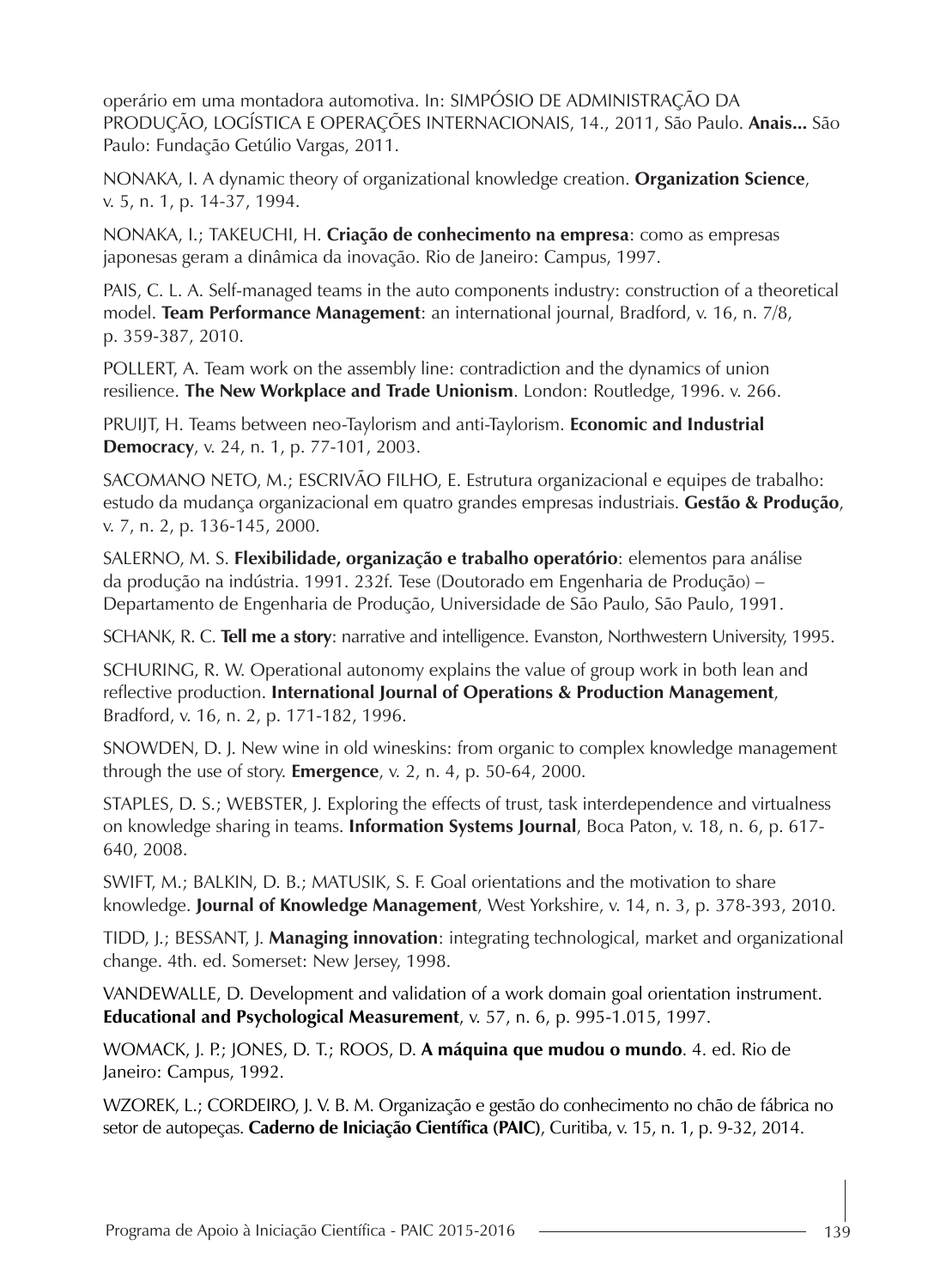operário em uma montadora automotiva. In: SIMPÓSIO DE ADMINISTRAÇÃO DA PRODUÇÃO, LOGÍSTICA E OPERAÇÕES INTERNACIONAIS, 14., 2011, São Paulo. **Anais...** São Paulo: Fundação Getúlio Vargas, 2011.

NONAKA, I. A dynamic theory of organizational knowledge creation. **Organization Science**, v. 5, n. 1, p. 14-37, 1994.

NONAKA, I.; TAKEUCHI, H. **Criação de conhecimento na empresa**: como as empresas japonesas geram a dinâmica da inovação. Rio de Janeiro: Campus, 1997.

PAIS, C. L. A. Self-managed teams in the auto components industry: construction of a theoretical model. **Team Performance Management**: an international journal, Bradford, v. 16, n. 7/8, p. 359-387, 2010.

POLLERT, A. Team work on the assembly line: contradiction and the dynamics of union resilience. **The New Workplace and Trade Unionism**. London: Routledge, 1996. v. 266.

PRUIJT, H. Teams between neo-Taylorism and anti-Taylorism. **Economic and Industrial Democracy**, v. 24, n. 1, p. 77-101, 2003.

SACOMANO NETO, M.; ESCRIVÃO FILHO, E. Estrutura organizacional e equipes de trabalho: estudo da mudança organizacional em quatro grandes empresas industriais. **Gestão & Produção**, v. 7, n. 2, p. 136-145, 2000.

SALERNO, M. S. **Flexibilidade, organização e trabalho operatório**: elementos para análise da produção na indústria. 1991. 232f. Tese (Doutorado em Engenharia de Produção) – Departamento de Engenharia de Produção, Universidade de São Paulo, São Paulo, 1991.

SCHANK, R. C. **Tell me a story**: narrative and intelligence. Evanston, Northwestern University, 1995.

SCHURING, R. W. Operational autonomy explains the value of group work in both lean and reflective production. **International Journal of Operations & Production Management**, Bradford, v. 16, n. 2, p. 171-182, 1996.

SNOWDEN, D. J. New wine in old wineskins: from organic to complex knowledge management through the use of story. **Emergence**, v. 2, n. 4, p. 50-64, 2000.

STAPLES, D. S.; WEBSTER, J. Exploring the effects of trust, task interdependence and virtualness on knowledge sharing in teams. **Information Systems Journal**, Boca Paton, v. 18, n. 6, p. 617-640, 2008.

SWIFT, M.; BALKIN, D. B.; MATUSIK, S. F. Goal orientations and the motivation to share knowledge. **Journal of Knowledge Management**, West Yorkshire, v. 14, n. 3, p. 378-393, 2010.

TIDD, J.; BESSANT, J. **Managing innovation**: integrating technological, market and organizational change. 4th. ed. Somerset: New Jersey, 1998.

VANDEWALLE, D. Development and validation of a work domain goal orientation instrument. **Educational and Psychological Measurement**, v. 57, n. 6, p. 995-1.015, 1997.

WOMACK, J. P.; JONES, D. T.; ROOS, D. **A máquina que mudou o mundo**. 4. ed. Rio de Janeiro: Campus, 1992.

WZOREK, L.; CORDEIRO, J. V. B. M. Organização e gestão do conhecimento no chão de fábrica no setor de autopeças. **Caderno de Iniciação Científica (PAIC)**, Curitiba, v. 15, n. 1, p. 9-32, 2014.